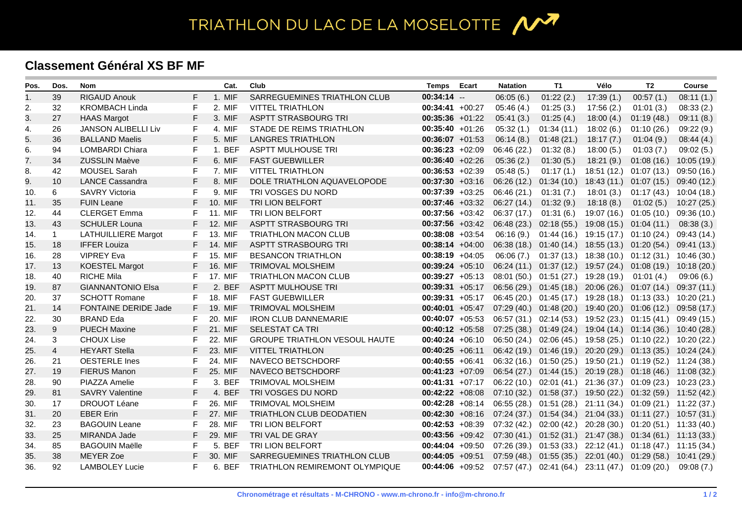# TRIATHLON DU LAC DE LA MOSELOTTE

## Classement Général XS BF MF

| Pos. | Dos. | Nom | | Cat. | Club | Temps | Ecart | Natation | T1 | Vélo | T2 | Course |
|---|---|---|---|---|---|---|---|---|---|---|---|---|
| 1. | 39 | RIGAUD Anouk | F | 1. MIF | SARREGUEMINES TRIATHLON CLUB | **00:34:14** | -- | 06:05 (6.) | 01:22 (2.) | 17:39 (1.) | 00:57 (1.) | 08:11 (1.) |
| 2. | 32 | KROMBACH Linda | F | 2. MIF | VITTEL TRIATHLON | **00:34:41** | +00:27 | 05:46 (4.) | 01:25 (3.) | 17:56 (2.) | 01:01 (3.) | 08:33 (2.) |
| 3. | 27 | HAAS Margot | F | 3. MIF | ASPTT STRASBOURG TRI | **00:35:36** | +01:22 | 05:41 (3.) | 01:25 (4.) | 18:00 (4.) | 01:19 (48.) | 09:11 (8.) |
| 4. | 26 | JANSON ALIBELLI Liv | F | 4. MIF | STADE DE REIMS TRIATHLON | **00:35:40** | +01:26 | 05:32 (1.) | 01:34 (11.) | 18:02 (6.) | 01:10 (26.) | 09:22 (9.) |
| 5. | 36 | BALLAND Maelis | F | 5. MIF | LANGRES TRIATHLON | **00:36:07** | +01:53 | 06:14 (8.) | 01:48 (21.) | 18:17 (7.) | 01:04 (9.) | 08:44 (4.) |
| 6. | 94 | LOMBARDI Chiara | F | 1. BEF | ASPTT MULHOUSE TRI | **00:36:23** | +02:09 | 06:46 (22.) | 01:32 (8.) | 18:00 (5.) | 01:03 (7.) | 09:02 (5.) |
| 7. | 34 | ZUSSLIN Maève | F | 6. MIF | FAST GUEBWILLER | **00:36:40** | +02:26 | 05:36 (2.) | 01:30 (5.) | 18:21 (9.) | 01:08 (16.) | 10:05 (19.) |
| 8. | 42 | MOUSEL Sarah | F | 7. MIF | VITTEL TRIATHLON | **00:36:53** | +02:39 | 05:48 (5.) | 01:17 (1.) | 18:51 (12.) | 01:07 (13.) | 09:50 (16.) |
| 9. | 10 | LANCE Cassandra | F | 8. MIF | DOLE TRIATHLON AQUAVELOPODE | **00:37:30** | +03:16 | 06:26 (12.) | 01:34 (10.) | 18:43 (11.) | 01:07 (15.) | 09:40 (12.) |
| 10. | 6 | SAVRY Victoria | F | 9. MIF | TRI VOSGES DU NORD | **00:37:39** | +03:25 | 06:46 (21.) | 01:31 (7.) | 18:01 (3.) | 01:17 (43.) | 10:04 (18.) |
| 11. | 35 | FUIN Leane | F | 10. MIF | TRI LION BELFORT | **00:37:46** | +03:32 | 06:27 (14.) | 01:32 (9.) | 18:18 (8.) | 01:02 (5.) | 10:27 (25.) |
| 12. | 44 | CLERGET Emma | F | 11. MIF | TRI LION BELFORT | **00:37:56** | +03:42 | 06:37 (17.) | 01:31 (6.) | 19:07 (16.) | 01:05 (10.) | 09:36 (10.) |
| 13. | 43 | SCHULER Louna | F | 12. MIF | ASPTT STRASBOURG TRI | **00:37:56** | +03:42 | 06:48 (23.) | 02:18 (55.) | 19:08 (15.) | 01:04 (11.) | 08:38 (3.) |
| 14. | 1 | LATHUILLIERE Margot | F | 13. MIF | TRIATHLON MACON CLUB | **00:38:08** | +03:54 | 06:16 (9.) | 01:44 (16.) | 19:15 (17.) | 01:10 (24.) | 09:43 (14.) |
| 15. | 18 | IFFER Louiza | F | 14. MIF | ASPTT STRASBOURG TRI | **00:38:14** | +04:00 | 06:38 (18.) | 01:40 (14.) | 18:55 (13.) | 01:20 (54.) | 09:41 (13.) |
| 16. | 28 | VIPREY Eva | F | 15. MIF | BESANCON TRIATHLON | **00:38:19** | +04:05 | 06:06 (7.) | 01:37 (13.) | 18:38 (10.) | 01:12 (31.) | 10:46 (30.) |
| 17. | 13 | KOESTEL Margot | F | 16. MIF | TRIMOVAL MOLSHEIM | **00:39:24** | +05:10 | 06:24 (11.) | 01:37 (12.) | 19:57 (24.) | 01:08 (19.) | 10:18 (20.) |
| 18. | 40 | RICHE Mila | F | 17. MIF | TRIATHLON MACON CLUB | **00:39:27** | +05:13 | 08:01 (50.) | 01:51 (27.) | 19:28 (19.) | 01:01 (4.) | 09:06 (6.) |
| 19. | 87 | GIANNANTONIO Elsa | F | 2. BEF | ASPTT MULHOUSE TRI | **00:39:31** | +05:17 | 06:56 (29.) | 01:45 (18.) | 20:06 (26.) | 01:07 (14.) | 09:37 (11.) |
| 20. | 37 | SCHOTT Romane | F | 18. MIF | FAST GUEBWILLER | **00:39:31** | +05:17 | 06:45 (20.) | 01:45 (17.) | 19:28 (18.) | 01:13 (33.) | 10:20 (21.) |
| 21. | 14 | FONTAINE DERIDE Jade | F | 19. MIF | TRIMOVAL MOLSHEIM | **00:40:01** | +05:47 | 07:29 (40.) | 01:48 (20.) | 19:40 (20.) | 01:06 (12.) | 09:58 (17.) |
| 22. | 30 | BRAND Eda | F | 20. MIF | IRON CLUB DANNEMARIE | **00:40:07** | +05:53 | 06:57 (31.) | 02:14 (53.) | 19:52 (23.) | 01:15 (41.) | 09:49 (15.) |
| 23. | 9 | PUECH Maxine | F | 21. MIF | SELESTAT CA TRI | **00:40:12** | +05:58 | 07:25 (38.) | 01:49 (24.) | 19:04 (14.) | 01:14 (36.) | 10:40 (28.) |
| 24. | 3 | CHOUX Lise | F | 22. MIF | GROUPE TRIATHLON VESOUL HAUTE | **00:40:24** | +06:10 | 06:50 (24.) | 02:06 (45.) | 19:58 (25.) | 01:10 (22.) | 10:20 (22.) |
| 25. | 4 | HEYART Stella | F | 23. MIF | VITTEL TRIATHLON | **00:40:25** | +06:11 | 06:42 (19.) | 01:46 (19.) | 20:20 (29.) | 01:13 (35.) | 10:24 (24.) |
| 26. | 21 | OESTERLE Ines | F | 24. MIF | NAVECO BETSCHDORF | **00:40:55** | +06:41 | 06:32 (16.) | 01:50 (25.) | 19:50 (21.) | 01:19 (52.) | 11:24 (38.) |
| 27. | 19 | FIERUS Manon | F | 25. MIF | NAVECO BETSCHDORF | **00:41:23** | +07:09 | 06:54 (27.) | 01:44 (15.) | 20:19 (28.) | 01:18 (46.) | 11:08 (32.) |
| 28. | 90 | PIAZZA Amelie | F | 3. BEF | TRIMOVAL MOLSHEIM | **00:41:31** | +07:17 | 06:22 (10.) | 02:01 (41.) | 21:36 (37.) | 01:09 (23.) | 10:23 (23.) |
| 29. | 81 | SAVRY Valentine | F | 4. BEF | TRI VOSGES DU NORD | **00:42:22** | +08:08 | 07:10 (32.) | 01:58 (37.) | 19:50 (22.) | 01:32 (59.) | 11:52 (42.) |
| 30. | 17 | DROUOT Léane | F | 26. MIF | TRIMOVAL MOLSHEIM | **00:42:28** | +08:14 | 06:55 (28.) | 01:51 (28.) | 21:11 (34.) | 01:09 (21.) | 11:22 (37.) |
| 31. | 20 | EBER Erin | F | 27. MIF | TRIATHLON CLUB DEODATIEN | **00:42:30** | +08:16 | 07:24 (37.) | 01:54 (34.) | 21:04 (33.) | 01:11 (27.) | 10:57 (31.) |
| 32. | 23 | BAGOUIN Leane | F | 28. MIF | TRI LION BELFORT | **00:42:53** | +08:39 | 07:32 (42.) | 02:00 (42.) | 20:28 (30.) | 01:20 (51.) | 11:33 (40.) |
| 33. | 25 | MIRANDA Jade | F | 29. MIF | TRI VAL DE GRAY | **00:43:56** | +09:42 | 07:30 (41.) | 01:52 (31.) | 21:47 (38.) | 01:34 (61.) | 11:13 (33.) |
| 34. | 85 | BAGOUIN Maëlle | F | 5. BEF | TRI LION BELFORT | **00:44:04** | +09:50 | 07:26 (39.) | 01:53 (33.) | 22:12 (41.) | 01:18 (47.) | 11:15 (34.) |
| 35. | 38 | MEYER Zoe | F | 30. MIF | SARREGUEMINES TRIATHLON CLUB | **00:44:05** | +09:51 | 07:59 (48.) | 01:55 (35.) | 22:01 (40.) | 01:29 (58.) | 10:41 (29.) |
| 36. | 92 | LAMBOLEY Lucie | F | 6. BEF | TRIATHLON REMIREMONT OLYMPIQUE | **00:44:06** | +09:52 | 07:57 (47.) | 02:41 (64.) | 23:11 (47.) | 01:09 (20.) | 09:08 (7.) |

**Chronométrage et résultats - M-CHRONO - www.m-chrono.fr - info@m-chrono.fr**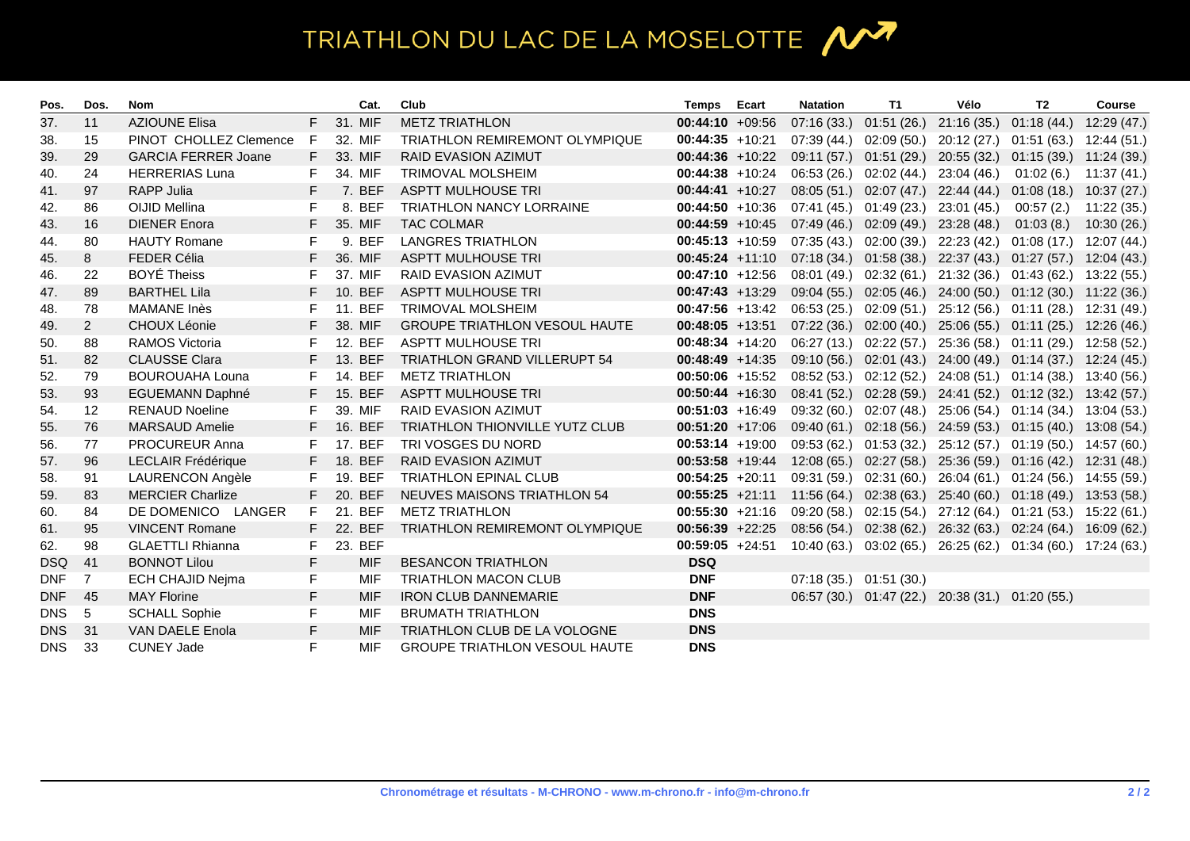# TRIATHLON DU LAC DE LA MOSELOTTE

| Pos. | Dos. | Nom | | Cat. | Club | Temps | Ecart | Natation | T1 | Vélo | T2 | Course |
|---|---|---|---|---|---|---|---|---|---|---|---|---|
| 37. | 11 | AZIOUNE Elisa | F | 31. MIF | METZ TRIATHLON | **00:44:10** | +09:56 | 07:16 (33.) | 01:51 (26.) | 21:16 (35.) | 01:18 (44.) | 12:29 (47.) |
| 38. | 15 | PINOT CHOLLEZ Clemence | F | 32. MIF | TRIATHLON REMIREMONT OLYMPIQUE | **00:44:35** | +10:21 | 07:39 (44.) | 02:09 (50.) | 20:12 (27.) | 01:51 (63.) | 12:44 (51.) |
| 39. | 29 | GARCIA FERRER Joane | F | 33. MIF | RAID EVASION AZIMUT | **00:44:36** | +10:22 | 09:11 (57.) | 01:51 (29.) | 20:55 (32.) | 01:15 (39.) | 11:24 (39.) |
| 40. | 24 | HERRERIAS Luna | F | 34. MIF | TRIMOVAL MOLSHEIM | **00:44:38** | +10:24 | 06:53 (26.) | 02:02 (44.) | 23:04 (46.) | 01:02 (6.) | 11:37 (41.) |
| 41. | 97 | RAPP Julia | F | 7. BEF | ASPTT MULHOUSE TRI | **00:44:41** | +10:27 | 08:05 (51.) | 02:07 (47.) | 22:44 (44.) | 01:08 (18.) | 10:37 (27.) |
| 42. | 86 | OIJID Mellina | F | 8. BEF | TRIATHLON NANCY LORRAINE | **00:44:50** | +10:36 | 07:41 (45.) | 01:49 (23.) | 23:01 (45.) | 00:57 (2.) | 11:22 (35.) |
| 43. | 16 | DIENER Enora | F | 35. MIF | TAC COLMAR | **00:44:59** | +10:45 | 07:49 (46.) | 02:09 (49.) | 23:28 (48.) | 01:03 (8.) | 10:30 (26.) |
| 44. | 80 | HAUTY Romane | F | 9. BEF | LANGRES TRIATHLON | **00:45:13** | +10:59 | 07:35 (43.) | 02:00 (39.) | 22:23 (42.) | 01:08 (17.) | 12:07 (44.) |
| 45. | 8 | FEDER Célia | F | 36. MIF | ASPTT MULHOUSE TRI | **00:45:24** | +11:10 | 07:18 (34.) | 01:58 (38.) | 22:37 (43.) | 01:27 (57.) | 12:04 (43.) |
| 46. | 22 | BOYÉ Theiss | F | 37. MIF | RAID EVASION AZIMUT | **00:47:10** | +12:56 | 08:01 (49.) | 02:32 (61.) | 21:32 (36.) | 01:43 (62.) | 13:22 (55.) |
| 47. | 89 | BARTHEL Lila | F | 10. BEF | ASPTT MULHOUSE TRI | **00:47:43** | +13:29 | 09:04 (55.) | 02:05 (46.) | 24:00 (50.) | 01:12 (30.) | 11:22 (36.) |
| 48. | 78 | MAMANE Inès | F | 11. BEF | TRIMOVAL MOLSHEIM | **00:47:56** | +13:42 | 06:53 (25.) | 02:09 (51.) | 25:12 (56.) | 01:11 (28.) | 12:31 (49.) |
| 49. | 2 | CHOUX Léonie | F | 38. MIF | GROUPE TRIATHLON VESOUL HAUTE | **00:48:05** | +13:51 | 07:22 (36.) | 02:00 (40.) | 25:06 (55.) | 01:11 (25.) | 12:26 (46.) |
| 50. | 88 | RAMOS Victoria | F | 12. BEF | ASPTT MULHOUSE TRI | **00:48:34** | +14:20 | 06:27 (13.) | 02:22 (57.) | 25:36 (58.) | 01:11 (29.) | 12:58 (52.) |
| 51. | 82 | CLAUSSE Clara | F | 13. BEF | TRIATHLON GRAND VILLERUPT 54 | **00:48:49** | +14:35 | 09:10 (56.) | 02:01 (43.) | 24:00 (49.) | 01:14 (37.) | 12:24 (45.) |
| 52. | 79 | BOUROUAHA Louna | F | 14. BEF | METZ TRIATHLON | **00:50:06** | +15:52 | 08:52 (53.) | 02:12 (52.) | 24:08 (51.) | 01:14 (38.) | 13:40 (56.) |
| 53. | 93 | EGUEMANN Daphné | F | 15. BEF | ASPTT MULHOUSE TRI | **00:50:44** | +16:30 | 08:41 (52.) | 02:28 (59.) | 24:41 (52.) | 01:12 (32.) | 13:42 (57.) |
| 54. | 12 | RENAUD Noeline | F | 39. MIF | RAID EVASION AZIMUT | **00:51:03** | +16:49 | 09:32 (60.) | 02:07 (48.) | 25:06 (54.) | 01:14 (34.) | 13:04 (53.) |
| 55. | 76 | MARSAUD Amelie | F | 16. BEF | TRIATHLON THIONVILLE YUTZ CLUB | **00:51:20** | +17:06 | 09:40 (61.) | 02:18 (56.) | 24:59 (53.) | 01:15 (40.) | 13:08 (54.) |
| 56. | 77 | PROCUREUR Anna | F | 17. BEF | TRI VOSGES DU NORD | **00:53:14** | +19:00 | 09:53 (62.) | 01:53 (32.) | 25:12 (57.) | 01:19 (50.) | 14:57 (60.) |
| 57. | 96 | LECLAIR Frédérique | F | 18. BEF | RAID EVASION AZIMUT | **00:53:58** | +19:44 | 12:08 (65.) | 02:27 (58.) | 25:36 (59.) | 01:16 (42.) | 12:31 (48.) |
| 58. | 91 | LAURENCON Angèle | F | 19. BEF | TRIATHLON EPINAL CLUB | **00:54:25** | +20:11 | 09:31 (59.) | 02:31 (60.) | 26:04 (61.) | 01:24 (56.) | 14:55 (59.) |
| 59. | 83 | MERCIER Charlize | F | 20. BEF | NEUVES MAISONS TRIATHLON 54 | **00:55:25** | +21:11 | 11:56 (64.) | 02:38 (63.) | 25:40 (60.) | 01:18 (49.) | 13:53 (58.) |
| 60. | 84 | DE DOMENICO LANGER | F | 21. BEF | METZ TRIATHLON | **00:55:30** | +21:16 | 09:20 (58.) | 02:15 (54.) | 27:12 (64.) | 01:21 (53.) | 15:22 (61.) |
| 61. | 95 | VINCENT Romane | F | 22. BEF | TRIATHLON REMIREMONT OLYMPIQUE | **00:56:39** | +22:25 | 08:56 (54.) | 02:38 (62.) | 26:32 (63.) | 02:24 (64.) | 16:09 (62.) |
| 62. | 98 | GLAETTLI Rhianna | F | 23. BEF | | **00:59:05** | +24:51 | 10:40 (63.) | 03:02 (65.) | 26:25 (62.) | 01:34 (60.) | 17:24 (63.) |
| DSQ | 41 | BONNOT Lilou | F | MIF | BESANCON TRIATHLON | **DSQ** | | | | | | |
| DNF | 7 | ECH CHAJID Nejma | F | MIF | TRIATHLON MACON CLUB | **DNF** | | 07:18 (35.) | 01:51 (30.) | | | |
| DNF | 45 | MAY Florine | F | MIF | IRON CLUB DANNEMARIE | **DNF** | | 06:57 (30.) | 01:47 (22.) | 20:38 (31.) | 01:20 (55.) | |
| DNS | 5 | SCHALL Sophie | F | MIF | BRUMATH TRIATHLON | **DNS** | | | | | | |
| DNS | 31 | VAN DAELE Enola | F | MIF | TRIATHLON CLUB DE LA VOLOGNE | **DNS** | | | | | | |
| DNS | 33 | CUNEY Jade | F | MIF | GROUPE TRIATHLON VESOUL HAUTE | **DNS** | | | | | | |

Chronométrage et résultats - M-CHRONO - www.m-chrono.fr - info@m-chrono.fr